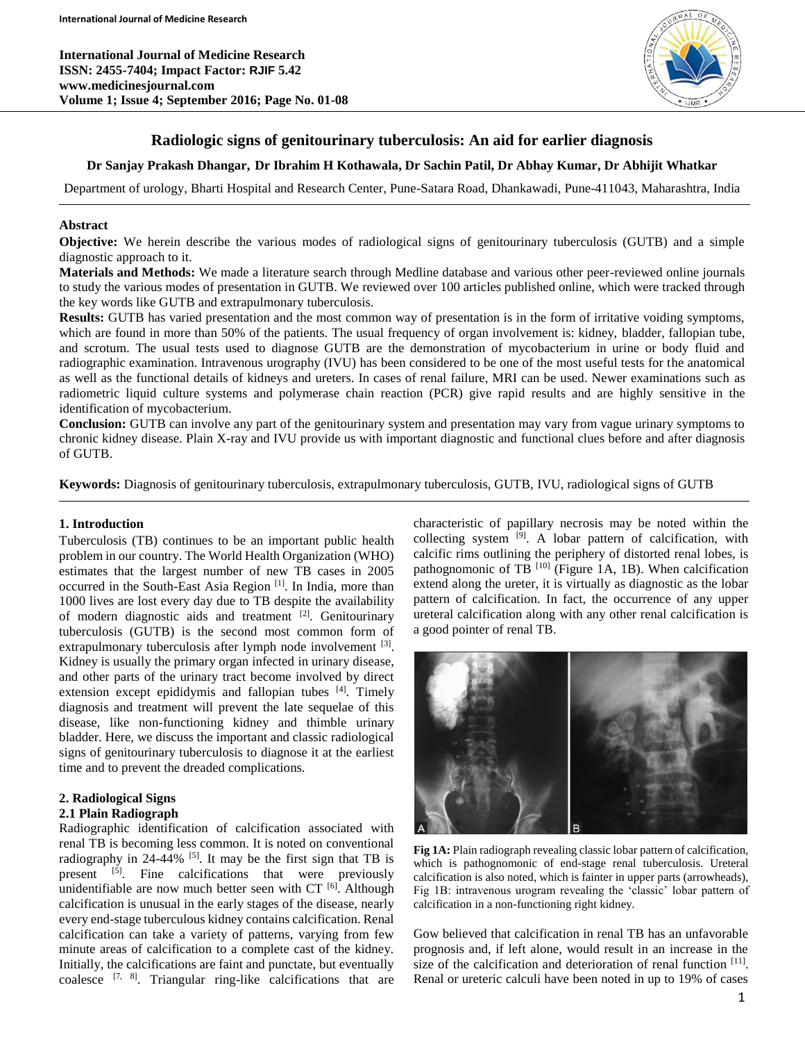International Journal of Medicine Research
ISSN: 2455-7404; Impact Factor: RJIF 5.42
www.medicinesjournal.com
Volume 1; Issue 4; September 2016; Page No. 01-08

# Radiologic signs of genitourinary tuberculosis: An aid for earlier diagnosis

**Dr Sanjay Prakash Dhangar, Dr Ibrahim H Kothawala, Dr Sachin Patil, Dr Abhay Kumar, Dr Abhijit Whatkar**

Department of urology, Bharti Hospital and Research Center, Pune-Satara Road, Dhankawadi, Pune-411043, Maharashtra, India

### Abstract

**Objective:** We herein describe the various modes of radiological signs of genitourinary tuberculosis (GUTB) and a simple diagnostic approach to it.

**Materials and Methods:** We made a literature search through Medline database and various other peer-reviewed online journals to study the various modes of presentation in GUTB. We reviewed over 100 articles published online, which were tracked through the key words like GUTB and extrapulmonary tuberculosis.

**Results:** GUTB has varied presentation and the most common way of presentation is in the form of irritative voiding symptoms, which are found in more than 50% of the patients. The usual frequency of organ involvement is: kidney, bladder, fallopian tube, and scrotum. The usual tests used to diagnose GUTB are the demonstration of mycobacterium in urine or body fluid and radiographic examination. Intravenous urography (IVU) has been considered to be one of the most useful tests for the anatomical as well as the functional details of kidneys and ureters. In cases of renal failure, MRI can be used. Newer examinations such as radiometric liquid culture systems and polymerase chain reaction (PCR) give rapid results and are highly sensitive in the identification of mycobacterium.

**Conclusion:** GUTB can involve any part of the genitourinary system and presentation may vary from vague urinary symptoms to chronic kidney disease. Plain X-ray and IVU provide us with important diagnostic and functional clues before and after diagnosis of GUTB.

**Keywords:** Diagnosis of genitourinary tuberculosis, extrapulmonary tuberculosis, GUTB, IVU, radiological signs of GUTB

## 1. Introduction

Tuberculosis (TB) continues to be an important public health problem in our country. The World Health Organization (WHO) estimates that the largest number of new TB cases in 2005 occurred in the South-East Asia Region [1]. In India, more than 1000 lives are lost every day due to TB despite the availability of modern diagnostic aids and treatment [2]. Genitourinary tuberculosis (GUTB) is the second most common form of extrapulmonary tuberculosis after lymph node involvement [3]. Kidney is usually the primary organ infected in urinary disease, and other parts of the urinary tract become involved by direct extension except epididymis and fallopian tubes [4]. Timely diagnosis and treatment will prevent the late sequelae of this disease, like non-functioning kidney and thimble urinary bladder. Here, we discuss the important and classic radiological signs of genitourinary tuberculosis to diagnose it at the earliest time and to prevent the dreaded complications.

## 2. Radiological Signs

### 2.1 Plain Radiograph

Radiographic identification of calcification associated with renal TB is becoming less common. It is noted on conventional radiography in 24-44% [5]. It may be the first sign that TB is present [5]. Fine calcifications that were previously unidentifiable are now much better seen with CT [6]. Although calcification is unusual in the early stages of the disease, nearly every end-stage tuberculous kidney contains calcification. Renal calcification can take a variety of patterns, varying from few minute areas of calcification to a complete cast of the kidney. Initially, the calcifications are faint and punctate, but eventually coalesce [7, 8]. Triangular ring-like calcifications that are characteristic of papillary necrosis may be noted within the collecting system [9]. A lobar pattern of calcification, with calcific rims outlining the periphery of distorted renal lobes, is pathognomonic of TB [10] (Figure 1A, 1B). When calcification extend along the ureter, it is virtually as diagnostic as the lobar pattern of calcification. In fact, the occurrence of any upper ureteral calcification along with any other renal calcification is a good pointer of renal TB.

**Fig 1A:** Plain radiograph revealing classic lobar pattern of calcification, which is pathognomonic of end-stage renal tuberculosis. Ureteral calcification is also noted, which is fainter in upper parts (arrowheads), Fig 1B: intravenous urogram revealing the 'classic' lobar pattern of calcification in a non-functioning right kidney.

Gow believed that calcification in renal TB has an unfavorable prognosis and, if left alone, would result in an increase in the size of the calcification and deterioration of renal function [11]. Renal or ureteric calculi have been noted in up to 19% of cases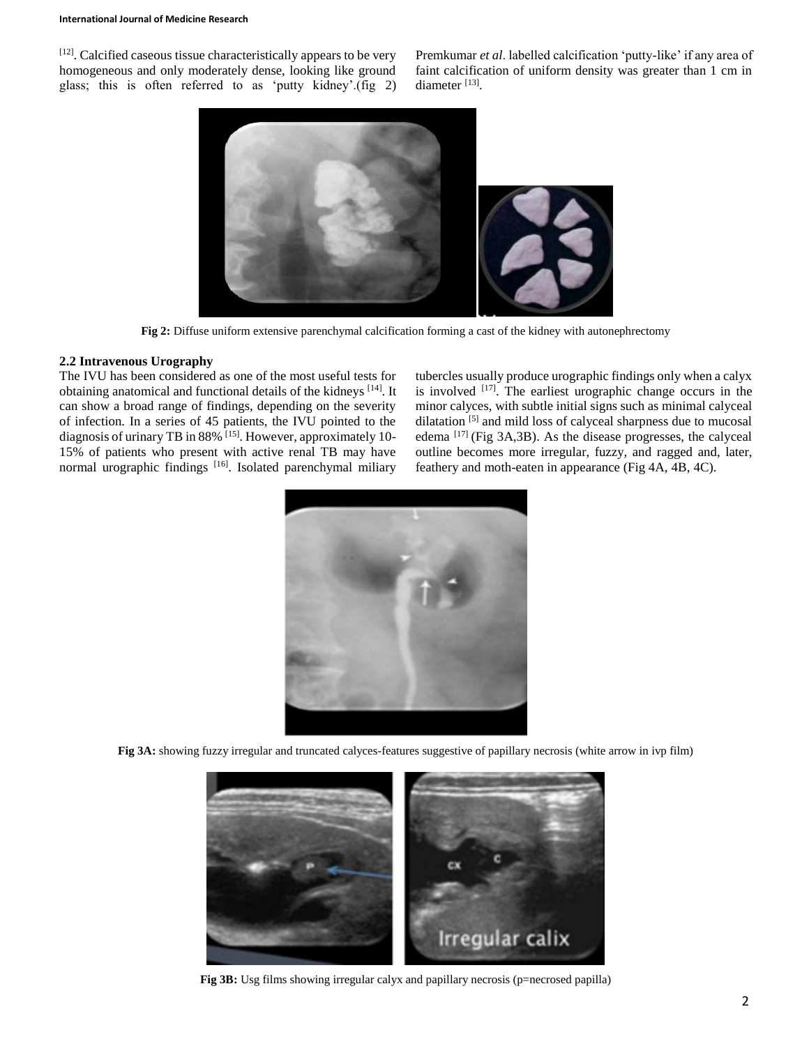[12]. Calcified caseous tissue characteristically appears to be very homogeneous and only moderately dense, looking like ground glass; this is often referred to as 'putty kidney'.(fig 2) Premkumar *et al*. labelled calcification 'putty-like' if any area of faint calcification of uniform density was greater than 1 cm in diameter [13].

**Fig 2:** Diffuse uniform extensive parenchymal calcification forming a cast of the kidney with autonephrectomy

### 2.2 Intravenous Urography

The IVU has been considered as one of the most useful tests for obtaining anatomical and functional details of the kidneys [14]. It can show a broad range of findings, depending on the severity of infection. In a series of 45 patients, the IVU pointed to the diagnosis of urinary TB in 88% [15]. However, approximately 10-15% of patients who present with active renal TB may have normal urographic findings [16]. Isolated parenchymal miliary tubercles usually produce urographic findings only when a calyx is involved [17]. The earliest urographic change occurs in the minor calyces, with subtle initial signs such as minimal calyceal dilatation [5] and mild loss of calyceal sharpness due to mucosal edema [17] (Fig 3A,3B). As the disease progresses, the calyceal outline becomes more irregular, fuzzy, and ragged and, later, feathery and moth-eaten in appearance (Fig 4A, 4B, 4C).

**Fig 3A:** showing fuzzy irregular and truncated calyces-features suggestive of papillary necrosis (white arrow in ivp film)

**Fig 3B:** Usg films showing irregular calyx and papillary necrosis (p=necrosed papilla)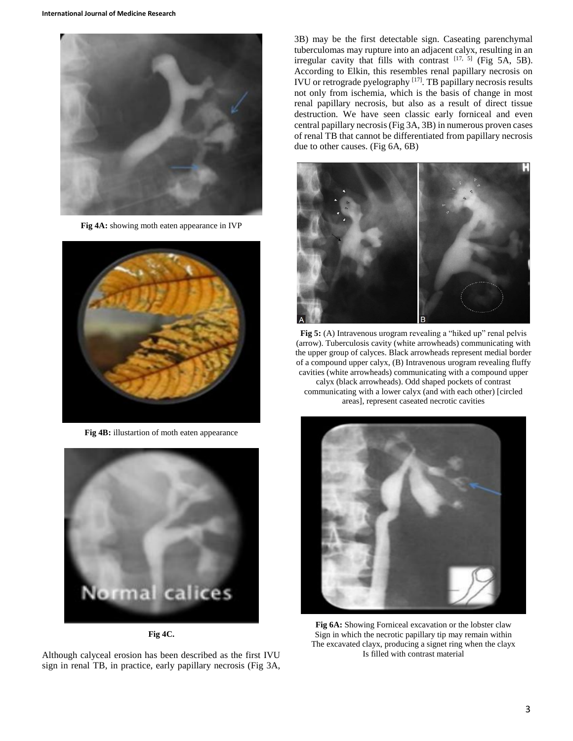Fig 4A: showing moth eaten appearance in IVP

Fig 4B: illustartion of moth eaten appearance

Fig 4C.

Although calyceal erosion has been described as the first IVU sign in renal TB, in practice, early papillary necrosis (Fig 3A, 3B) may be the first detectable sign. Caseating parenchymal tuberculomas may rupture into an adjacent calyx, resulting in an irregular cavity that fills with contrast [17, 5] (Fig 5A, 5B). According to Elkin, this resembles renal papillary necrosis on IVU or retrograde pyelography [17]. TB papillary necrosis results not only from ischemia, which is the basis of change in most renal papillary necrosis, but also as a result of direct tissue destruction. We have seen classic early forniceal and even central papillary necrosis (Fig 3A, 3B) in numerous proven cases of renal TB that cannot be differentiated from papillary necrosis due to other causes. (Fig 6A, 6B)

**Fig 5:** (A) Intravenous urogram revealing a "hiked up" renal pelvis (arrow). Tuberculosis cavity (white arrowheads) communicating with the upper group of calyces. Black arrowheads represent medial border of a compound upper calyx, (B) Intravenous urogram revealing fluffy cavities (white arrowheads) communicating with a compound upper calyx (black arrowheads). Odd shaped pockets of contrast communicating with a lower calyx (and with each other) [circled areas], represent caseated necrotic cavities

**Fig 6A:** Showing Forniceal excavation or the lobster claw Sign in which the necrotic papillary tip may remain within The excavated clayx, producing a signet ring when the clayx Is filled with contrast material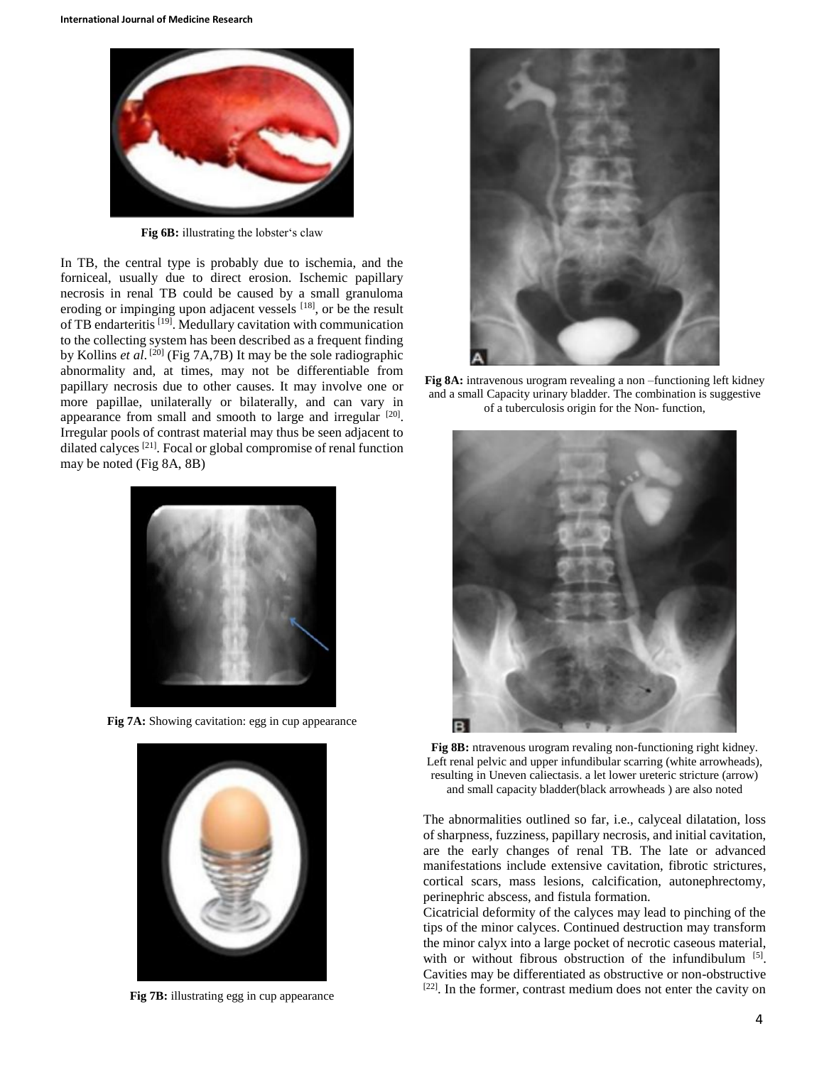Fig 6B: illustrating the lobster's claw

In TB, the central type is probably due to ischemia, and the forniceal, usually due to direct erosion. Ischemic papillary necrosis in renal TB could be caused by a small granuloma eroding or impinging upon adjacent vessels [18], or be the result of TB endarteritis [19]. Medullary cavitation with communication to the collecting system has been described as a frequent finding by Kollins *et al*. [20] (Fig 7A,7B) It may be the sole radiographic abnormality and, at times, may not be differentiable from papillary necrosis due to other causes. It may involve one or more papillae, unilaterally or bilaterally, and can vary in appearance from small and smooth to large and irregular [20]. Irregular pools of contrast material may thus be seen adjacent to dilated calyces [21]. Focal or global compromise of renal function may be noted (Fig 8A, 8B)

**Fig 7A:** Showing cavitation: egg in cup appearance

**Fig 7B:** illustrating egg in cup appearance

**Fig 8A:** intravenous urogram revealing a non –functioning left kidney and a small Capacity urinary bladder. The combination is suggestive of a tuberculosis origin for the Non- function,

**Fig 8B:** ntravenous urogram revaling non-functioning right kidney. Left renal pelvic and upper infundibular scarring (white arrowheads), resulting in Uneven caliectasis. a let lower ureteric stricture (arrow) and small capacity bladder(black arrowheads ) are also noted

The abnormalities outlined so far, i.e., calyceal dilatation, loss of sharpness, fuzziness, papillary necrosis, and initial cavitation, are the early changes of renal TB. The late or advanced manifestations include extensive cavitation, fibrotic strictures, cortical scars, mass lesions, calcification, autonephrectomy, perinephric abscess, and fistula formation.

Cicatricial deformity of the calyces may lead to pinching of the tips of the minor calyces. Continued destruction may transform the minor calyx into a large pocket of necrotic caseous material, with or without fibrous obstruction of the infundibulum [5]. Cavities may be differentiated as obstructive or non-obstructive [22]. In the former, contrast medium does not enter the cavity on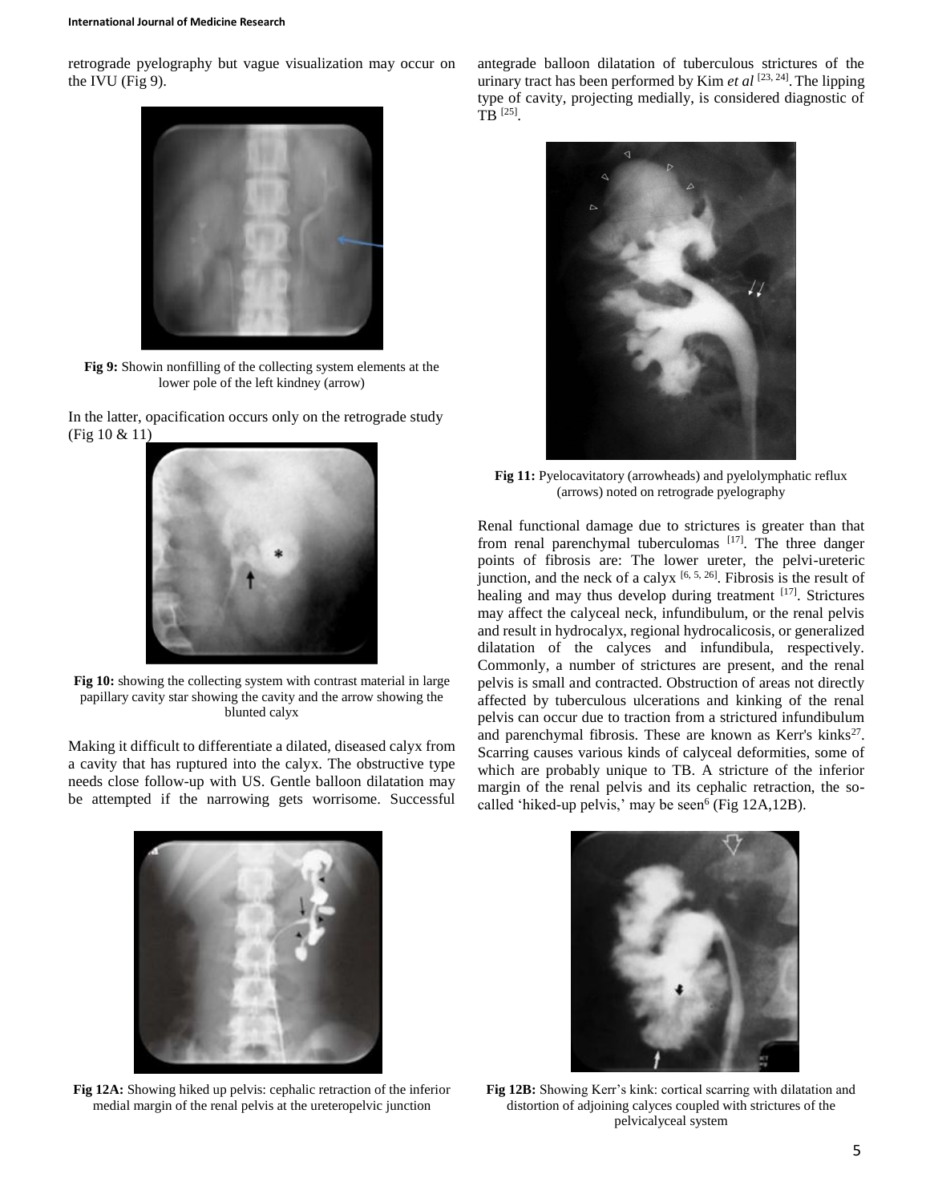retrograde pyelography but vague visualization may occur on the IVU (Fig 9).

**Fig 9:** Showin nonfilling of the collecting system elements at the lower pole of the left kindney (arrow)

In the latter, opacification occurs only on the retrograde study (Fig 10 & 11)

**Fig 10:** showing the collecting system with contrast material in large papillary cavity star showing the cavity and the arrow showing the blunted calyx

Making it difficult to differentiate a dilated, diseased calyx from a cavity that has ruptured into the calyx. The obstructive type needs close follow-up with US. Gentle balloon dilatation may be attempted if the narrowing gets worrisome. Successful antegrade balloon dilatation of tuberculous strictures of the urinary tract has been performed by Kim *et al* [23, 24]. The lipping type of cavity, projecting medially, is considered diagnostic of TB [25].

**Fig 11:** Pyelocavitatory (arrowheads) and pyelolymphatic reflux (arrows) noted on retrograde pyelography

Renal functional damage due to strictures is greater than that from renal parenchymal tuberculomas [17]. The three danger points of fibrosis are: The lower ureter, the pelvi-ureteric junction, and the neck of a calyx [6, 5, 26]. Fibrosis is the result of healing and may thus develop during treatment [17]. Strictures may affect the calyceal neck, infundibulum, or the renal pelvis and result in hydrocalyx, regional hydrocalicosis, or generalized dilatation of the calyces and infundibula, respectively. Commonly, a number of strictures are present, and the renal pelvis is small and contracted. Obstruction of areas not directly affected by tuberculous ulcerations and kinking of the renal pelvis can occur due to traction from a strictured infundibulum and parenchymal fibrosis. These are known as Kerr's kinks[27]. Scarring causes various kinds of calyceal deformities, some of which are probably unique to TB. A stricture of the inferior margin of the renal pelvis and its cephalic retraction, the so-called 'hiked-up pelvis,' may be seen[6] (Fig 12A,12B).

**Fig 12A:** Showing hiked up pelvis: cephalic retraction of the inferior medial margin of the renal pelvis at the ureteropelvic junction

**Fig 12B:** Showing Kerr's kink: cortical scarring with dilatation and distortion of adjoining calyces coupled with strictures of the pelvicalyceal system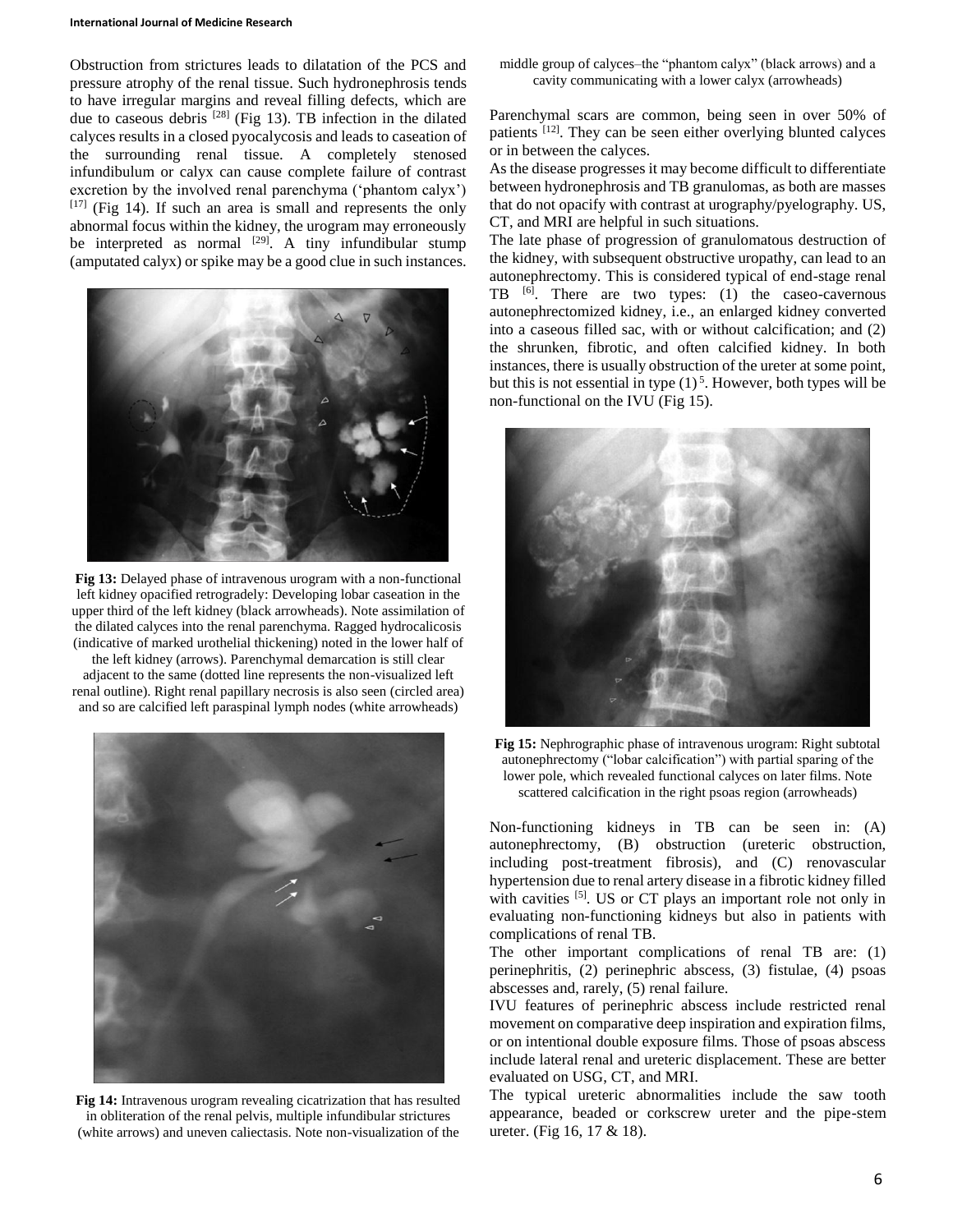Obstruction from strictures leads to dilatation of the PCS and pressure atrophy of the renal tissue. Such hydronephrosis tends to have irregular margins and reveal filling defects, which are due to caseous debris [28] (Fig 13). TB infection in the dilated calyces results in a closed pyocalycosis and leads to caseation of the surrounding renal tissue. A completely stenosed infundibulum or calyx can cause complete failure of contrast excretion by the involved renal parenchyma ('phantom calyx') [17] (Fig 14). If such an area is small and represents the only abnormal focus within the kidney, the urogram may erroneously be interpreted as normal [29]. A tiny infundibular stump (amputated calyx) or spike may be a good clue in such instances.

**Fig 13:** Delayed phase of intravenous urogram with a non-functional left kidney opacified retrogradely: Developing lobar caseation in the upper third of the left kidney (black arrowheads). Note assimilation of the dilated calyces into the renal parenchyma. Ragged hydrocalicosis (indicative of marked urothelial thickening) noted in the lower half of the left kidney (arrows). Parenchymal demarcation is still clear adjacent to the same (dotted line represents the non-visualized left renal outline). Right renal papillary necrosis is also seen (circled area) and so are calcified left paraspinal lymph nodes (white arrowheads)

**Fig 14:** Intravenous urogram revealing cicatrization that has resulted in obliteration of the renal pelvis, multiple infundibular strictures (white arrows) and uneven caliectasis. Note non-visualization of the middle group of calyces–the "phantom calyx" (black arrows) and a cavity communicating with a lower calyx (arrowheads)

Parenchymal scars are common, being seen in over 50% of patients [12]. They can be seen either overlying blunted calyces or in between the calyces.

As the disease progresses it may become difficult to differentiate between hydronephrosis and TB granulomas, as both are masses that do not opacify with contrast at urography/pyelography. US, CT, and MRI are helpful in such situations.

The late phase of progression of granulomatous destruction of the kidney, with subsequent obstructive uropathy, can lead to an autonephrectomy. This is considered typical of end-stage renal TB [6]. There are two types: (1) the caseo-cavernous autonephrectomized kidney, i.e., an enlarged kidney converted into a caseous filled sac, with or without calcification; and (2) the shrunken, fibrotic, and often calcified kidney. In both instances, there is usually obstruction of the ureter at some point, but this is not essential in type (1) [5]. However, both types will be non-functional on the IVU (Fig 15).

**Fig 15:** Nephrographic phase of intravenous urogram: Right subtotal autonephrectomy ("lobar calcification") with partial sparing of the lower pole, which revealed functional calyces on later films. Note scattered calcification in the right psoas region (arrowheads)

Non-functioning kidneys in TB can be seen in: (A) autonephrectomy, (B) obstruction (ureteric obstruction, including post-treatment fibrosis), and (C) renovascular hypertension due to renal artery disease in a fibrotic kidney filled with cavities [5]. US or CT plays an important role not only in evaluating non-functioning kidneys but also in patients with complications of renal TB.

The other important complications of renal TB are: (1) perinephritis, (2) perinephric abscess, (3) fistulae, (4) psoas abscesses and, rarely, (5) renal failure.

IVU features of perinephric abscess include restricted renal movement on comparative deep inspiration and expiration films, or on intentional double exposure films. Those of psoas abscess include lateral renal and ureteric displacement. These are better evaluated on USG, CT, and MRI.

The typical ureteric abnormalities include the saw tooth appearance, beaded or corkscrew ureter and the pipe-stem ureter. (Fig 16, 17 & 18).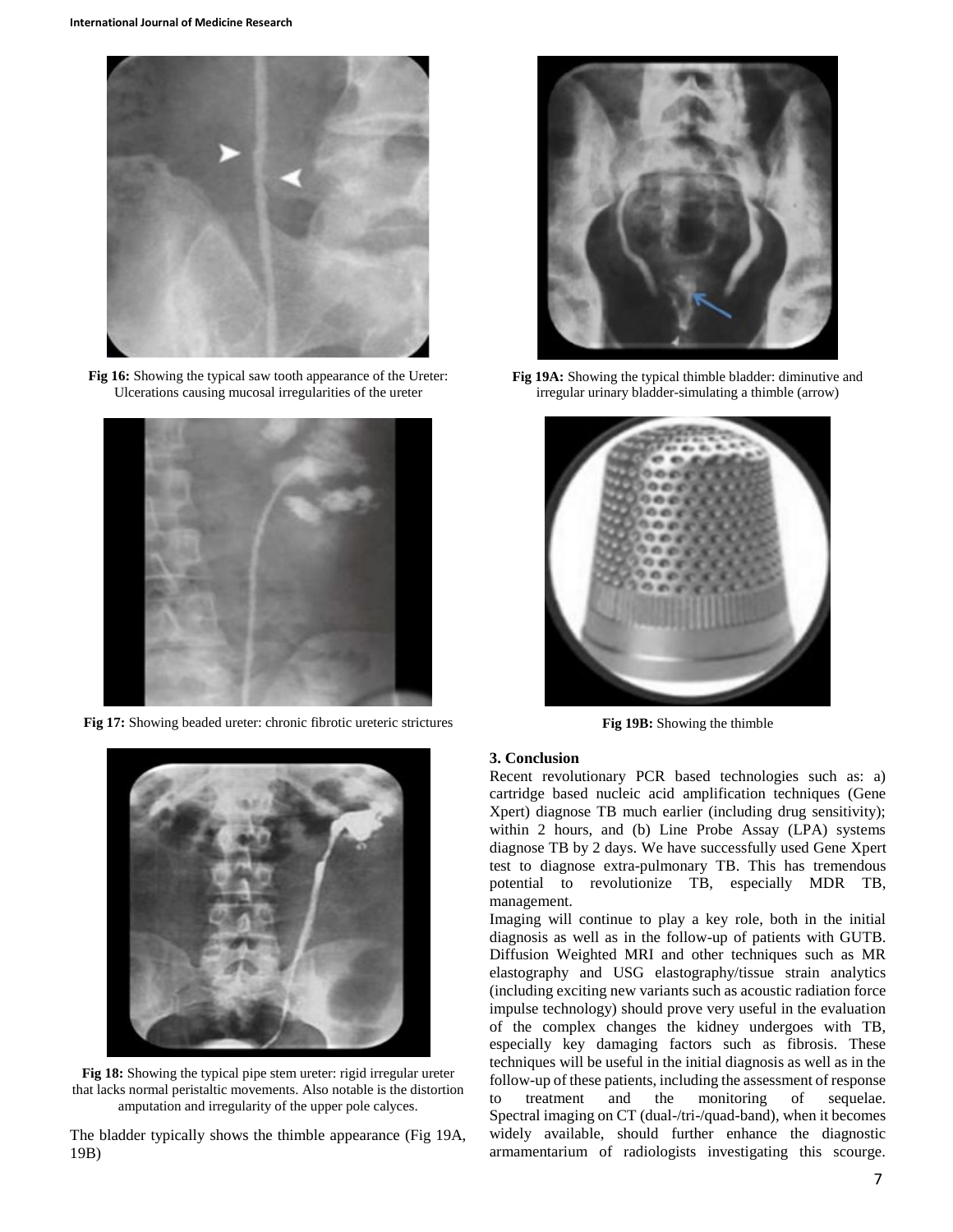Fig 16: Showing the typical saw tooth appearance of the Ureter: Ulcerations causing mucosal irregularities of the ureter

Fig 17: Showing beaded ureter: chronic fibrotic ureteric strictures

Fig 18: Showing the typical pipe stem ureter: rigid irregular ureter that lacks normal peristaltic movements. Also notable is the distortion amputation and irregularity of the upper pole calyces.

The bladder typically shows the thimble appearance (Fig 19A, 19B)

Fig 19A: Showing the typical thimble bladder: diminutive and irregular urinary bladder-simulating a thimble (arrow)

Fig 19B: Showing the thimble

### 3. Conclusion

Recent revolutionary PCR based technologies such as: a) cartridge based nucleic acid amplification techniques (Gene Xpert) diagnose TB much earlier (including drug sensitivity); within 2 hours, and (b) Line Probe Assay (LPA) systems diagnose TB by 2 days. We have successfully used Gene Xpert test to diagnose extra-pulmonary TB. This has tremendous potential to revolutionize TB, especially MDR TB, management.

Imaging will continue to play a key role, both in the initial diagnosis as well as in the follow-up of patients with GUTB. Diffusion Weighted MRI and other techniques such as MR elastography and USG elastography/tissue strain analytics (including exciting new variants such as acoustic radiation force impulse technology) should prove very useful in the evaluation of the complex changes the kidney undergoes with TB, especially key damaging factors such as fibrosis. These techniques will be useful in the initial diagnosis as well as in the follow-up of these patients, including the assessment of response to treatment and the monitoring of sequelae. Spectral imaging on CT (dual-/tri-/quad-band), when it becomes widely available, should further enhance the diagnostic armamentarium of radiologists investigating this scourge.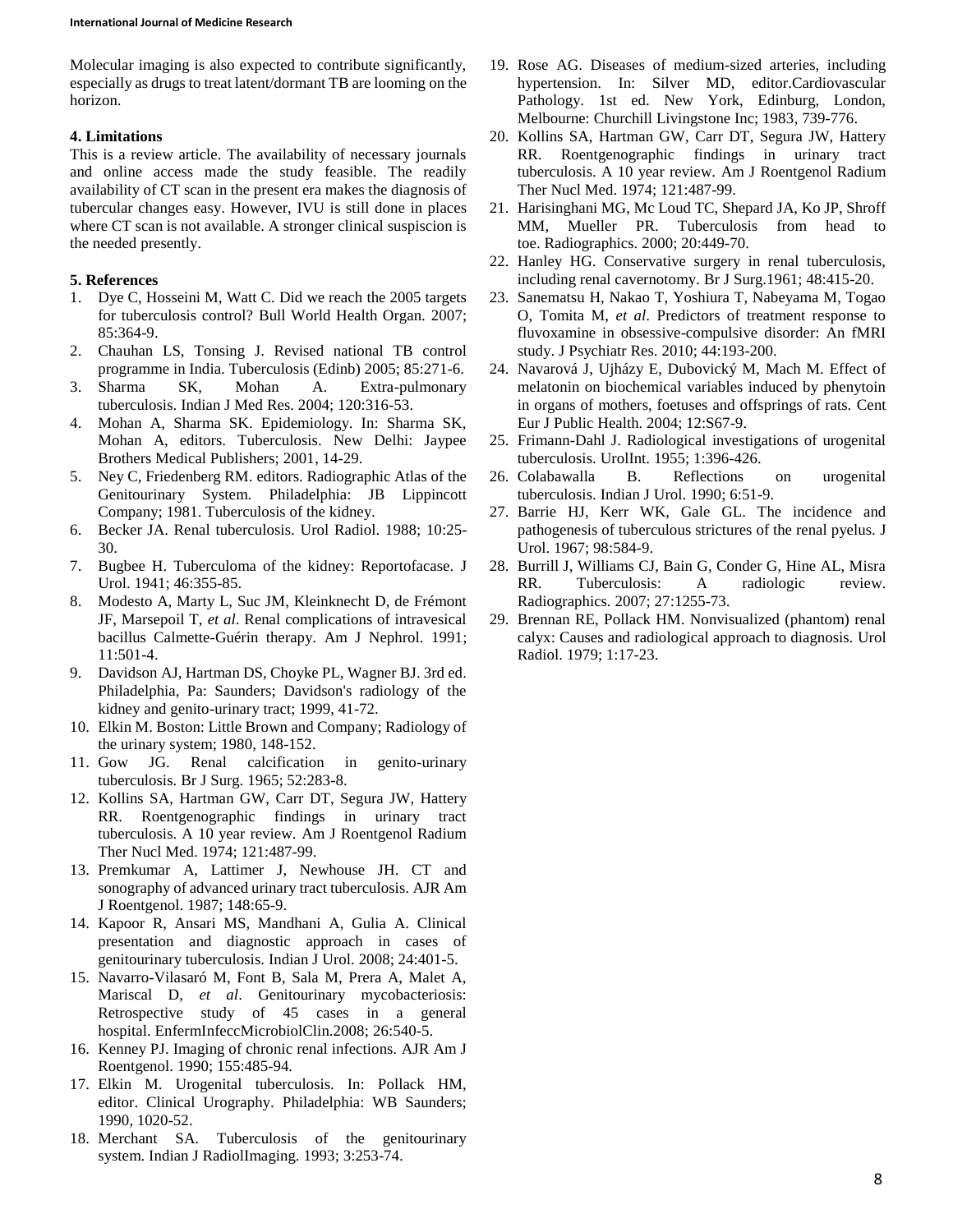Molecular imaging is also expected to contribute significantly, especially as drugs to treat latent/dormant TB are looming on the horizon.

### 4. Limitations

This is a review article. The availability of necessary journals and online access made the study feasible. The readily availability of CT scan in the present era makes the diagnosis of tubercular changes easy. However, IVU is still done in places where CT scan is not available. A stronger clinical suspiscion is the needed presently.

### 5. References

1. Dye C, Hosseini M, Watt C. Did we reach the 2005 targets for tuberculosis control? Bull World Health Organ. 2007; 85:364-9.
2. Chauhan LS, Tonsing J. Revised national TB control programme in India. Tuberculosis (Edinb) 2005; 85:271-6.
3. Sharma SK, Mohan A. Extra-pulmonary tuberculosis. Indian J Med Res. 2004; 120:316-53.
4. Mohan A, Sharma SK. Epidemiology. In: Sharma SK, Mohan A, editors. Tuberculosis. New Delhi: Jaypee Brothers Medical Publishers; 2001, 14-29.
5. Ney C, Friedenberg RM. editors. Radiographic Atlas of the Genitourinary System. Philadelphia: JB Lippincott Company; 1981. Tuberculosis of the kidney.
6. Becker JA. Renal tuberculosis. Urol Radiol. 1988; 10:25-30.
7. Bugbee H. Tuberculoma of the kidney: Reportofacase. J Urol. 1941; 46:355-85.
8. Modesto A, Marty L, Suc JM, Kleinknecht D, de Frémont JF, Marsepoil T, *et al*. Renal complications of intravesical bacillus Calmette-Guérin therapy. Am J Nephrol. 1991; 11:501-4.
9. Davidson AJ, Hartman DS, Choyke PL, Wagner BJ. 3rd ed. Philadelphia, Pa: Saunders; Davidson's radiology of the kidney and genito-urinary tract; 1999, 41-72.
10. Elkin M. Boston: Little Brown and Company; Radiology of the urinary system; 1980, 148-152.
11. Gow JG. Renal calcification in genito-urinary tuberculosis. Br J Surg. 1965; 52:283-8.
12. Kollins SA, Hartman GW, Carr DT, Segura JW, Hattery RR. Roentgenographic findings in urinary tract tuberculosis. A 10 year review. Am J Roentgenol Radium Ther Nucl Med. 1974; 121:487-99.
13. Premkumar A, Lattimer J, Newhouse JH. CT and sonography of advanced urinary tract tuberculosis. AJR Am J Roentgenol. 1987; 148:65-9.
14. Kapoor R, Ansari MS, Mandhani A, Gulia A. Clinical presentation and diagnostic approach in cases of genitourinary tuberculosis. Indian J Urol. 2008; 24:401-5.
15. Navarro-Vilasaró M, Font B, Sala M, Prera A, Malet A, Mariscal D, *et al*. Genitourinary mycobacteriosis: Retrospective study of 45 cases in a general hospital. EnfermInfeccMicrobiolClin.2008; 26:540-5.
16. Kenney PJ. Imaging of chronic renal infections. AJR Am J Roentgenol. 1990; 155:485-94.
17. Elkin M. Urogenital tuberculosis. In: Pollack HM, editor. Clinical Urography. Philadelphia: WB Saunders; 1990, 1020-52.
18. Merchant SA. Tuberculosis of the genitourinary system. Indian J RadiolImaging. 1993; 3:253-74.
19. Rose AG. Diseases of medium-sized arteries, including hypertension. In: Silver MD, editor.Cardiovascular Pathology. 1st ed. New York, Edinburg, London, Melbourne: Churchill Livingstone Inc; 1983, 739-776.
20. Kollins SA, Hartman GW, Carr DT, Segura JW, Hattery RR. Roentgenographic findings in urinary tract tuberculosis. A 10 year review. Am J Roentgenol Radium Ther Nucl Med. 1974; 121:487-99.
21. Harisinghani MG, Mc Loud TC, Shepard JA, Ko JP, Shroff MM, Mueller PR. Tuberculosis from head to toe. Radiographics. 2000; 20:449-70.
22. Hanley HG. Conservative surgery in renal tuberculosis, including renal cavernotomy. Br J Surg.1961; 48:415-20.
23. Sanematsu H, Nakao T, Yoshiura T, Nabeyama M, Togao O, Tomita M, *et al*. Predictors of treatment response to fluvoxamine in obsessive-compulsive disorder: An fMRI study. J Psychiatr Res. 2010; 44:193-200.
24. Navarová J, Ujházy E, Dubovický M, Mach M. Effect of melatonin on biochemical variables induced by phenytoin in organs of mothers, foetuses and offsprings of rats. Cent Eur J Public Health. 2004; 12:S67-9.
25. Frimann-Dahl J. Radiological investigations of urogenital tuberculosis. UrolInt. 1955; 1:396-426.
26. Colabawalla B. Reflections on urogenital tuberculosis. Indian J Urol. 1990; 6:51-9.
27. Barrie HJ, Kerr WK, Gale GL. The incidence and pathogenesis of tuberculous strictures of the renal pyelus. J Urol. 1967; 98:584-9.
28. Burrill J, Williams CJ, Bain G, Conder G, Hine AL, Misra RR. Tuberculosis: A radiologic review. Radiographics. 2007; 27:1255-73.
29. Brennan RE, Pollack HM. Nonvisualized (phantom) renal calyx: Causes and radiological approach to diagnosis. Urol Radiol. 1979; 1:17-23.